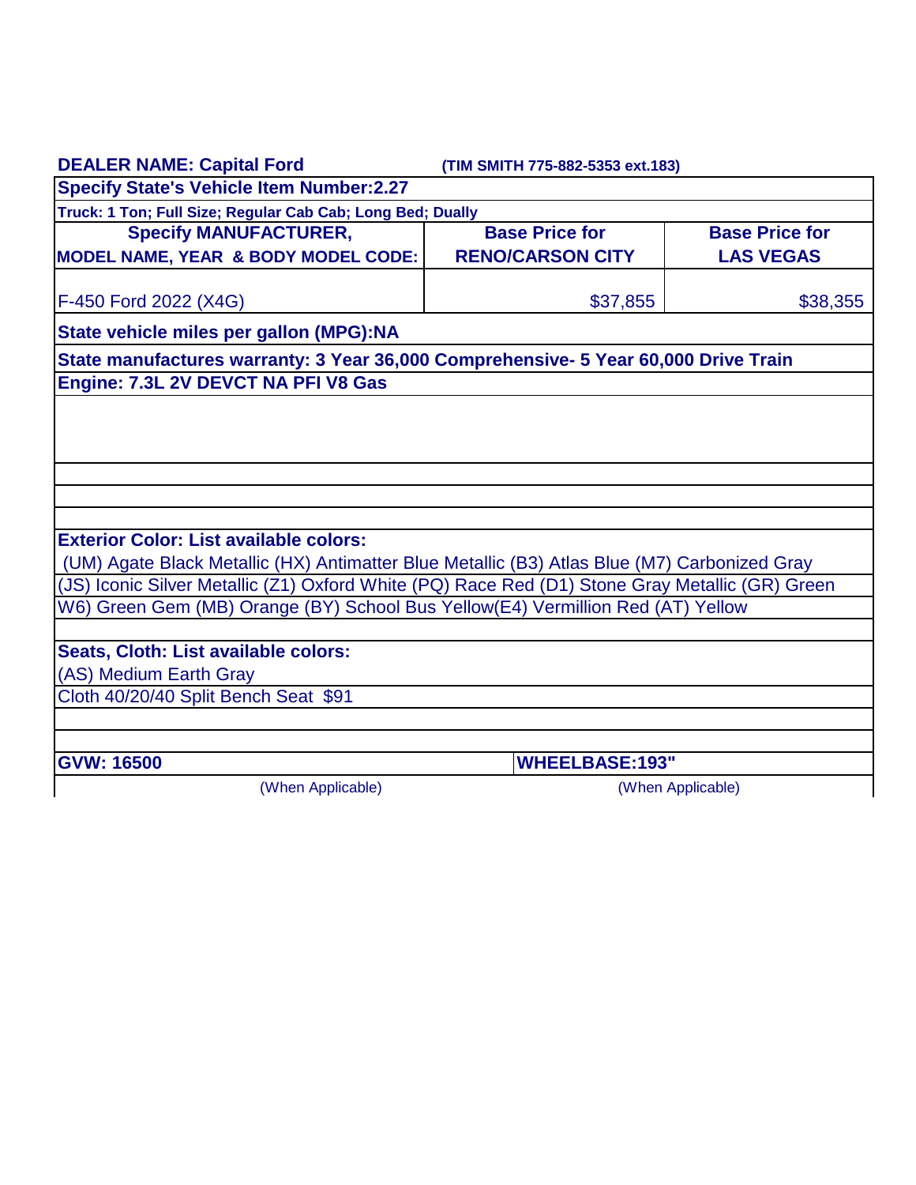**DEALER NAME: Capital Ford** **(TIM SMITH 775-882-5353 ext.183)**

**Specify State's Vehicle Item Number:2.27**

**Truck: 1 Ton; Full Size; Regular Cab Cab; Long Bed; Dually**

| Specify MANUFACTURER, MODEL NAME, YEAR & BODY MODEL CODE: | Base Price for RENO/CARSON CITY | Base Price for LAS VEGAS |
|---|---|---|
| F-450 Ford 2022 (X4G) | $37,855 | $38,355 |

**State vehicle miles per gallon (MPG):NA**

**State manufactures warranty: 3 Year 36,000 Comprehensive- 5 Year 60,000 Drive Train**

**Engine: 7.3L 2V DEVCT NA PFI V8 Gas**

**Exterior Color: List available colors:**

(UM) Agate Black Metallic (HX) Antimatter Blue Metallic (B3) Atlas Blue (M7) Carbonized Gray
(JS) Iconic Silver Metallic (Z1) Oxford White (PQ) Race Red (D1) Stone Gray Metallic (GR) Green
W6) Green Gem (MB) Orange (BY) School Bus Yellow(E4) Vermillion Red (AT) Yellow

**Seats, Cloth: List available colors:**

(AS) Medium Earth Gray

Cloth 40/20/40 Split Bench Seat $91

| GVW: 16500 | WHEELBASE:193" |
|---|---|
| (When Applicable) | (When Applicable) |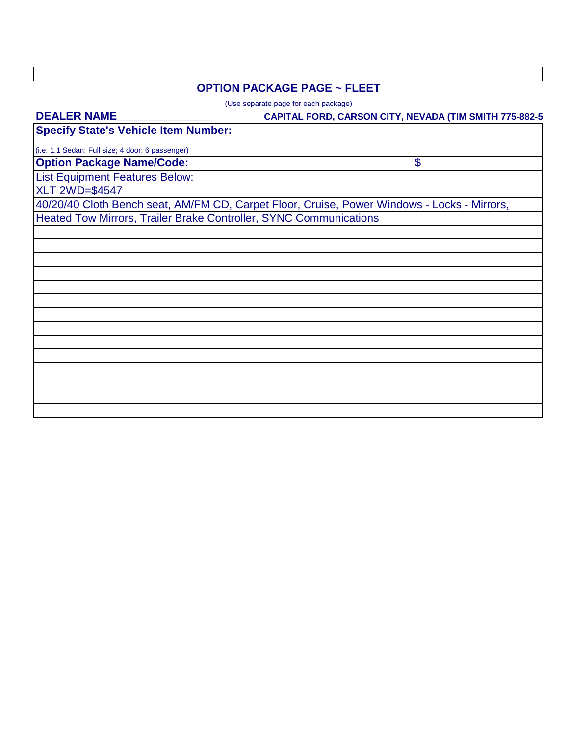## OPTION PACKAGE PAGE ~ FLEET

(Use separate page for each package)

**DEALER NAME_______________** **CAPITAL FORD, CARSON CITY, NEVADA (TIM SMITH 775-882-5**

| **Specify State's Vehicle Item Number:** | |
|---|---|
| (i.e. 1.1 Sedan: Full size; 4 door; 6 passenger) | |
| **Option Package Name/Code:** | $ |
| List Equipment Features Below: | |
| XLT 2WD=$4547 | |
| 40/20/40 Cloth Bench seat, AM/FM CD, Carpet Floor, Cruise, Power Windows - Locks - Mirrors, | |
| Heated Tow Mirrors, Trailer Brake Controller, SYNC Communications | |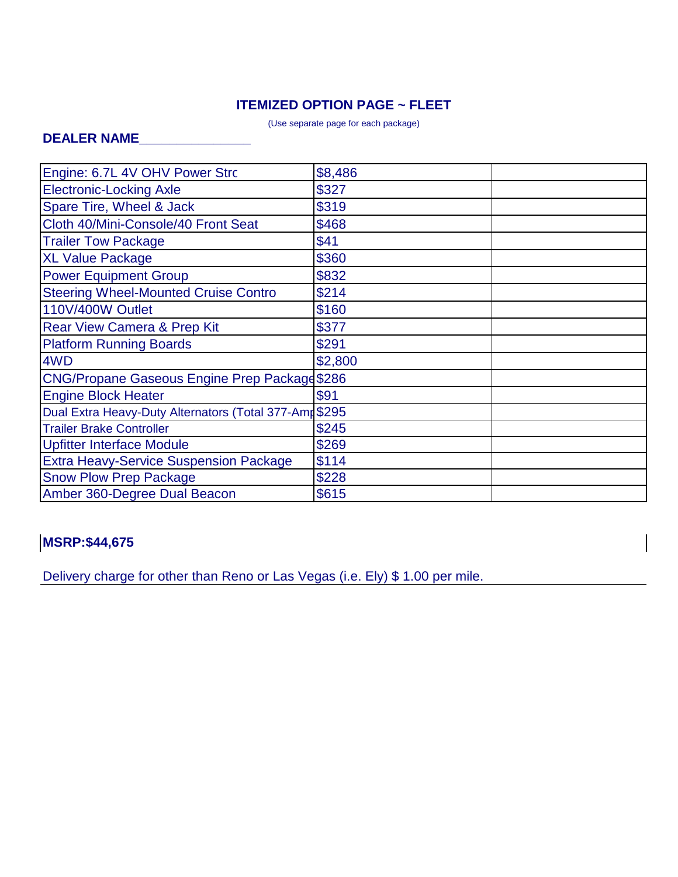## ITEMIZED OPTION PAGE ~ FLEET

(Use separate page for each package)

**DEALER NAME_______________**

| | | |
|---|---|---|
| Engine: 6.7L 4V OHV Power Strc | $8,486 | |
| Electronic-Locking Axle | $327 | |
| Spare Tire, Wheel & Jack | $319 | |
| Cloth 40/Mini-Console/40 Front Seat | $468 | |
| Trailer Tow Package | $41 | |
| XL Value Package | $360 | |
| Power Equipment Group | $832 | |
| Steering Wheel-Mounted Cruise Contro | $214 | |
| 110V/400W Outlet | $160 | |
| Rear View Camera & Prep Kit | $377 | |
| Platform Running Boards | $291 | |
| 4WD | $2,800 | |
| CNG/Propane Gaseous Engine Prep Package | $286 | |
| Engine Block Heater | $91 | |
| Dual Extra Heavy-Duty Alternators (Total 377-Amp | $295 | |
| Trailer Brake Controller | $245 | |
| Upfitter Interface Module | $269 | |
| Extra Heavy-Service Suspension Package | $114 | |
| Snow Plow Prep Package | $228 | |
| Amber 360-Degree Dual Beacon | $615 | |

**MSRP:$44,675**

Delivery charge for other than Reno or Las Vegas (i.e. Ely) $ 1.00 per mile.